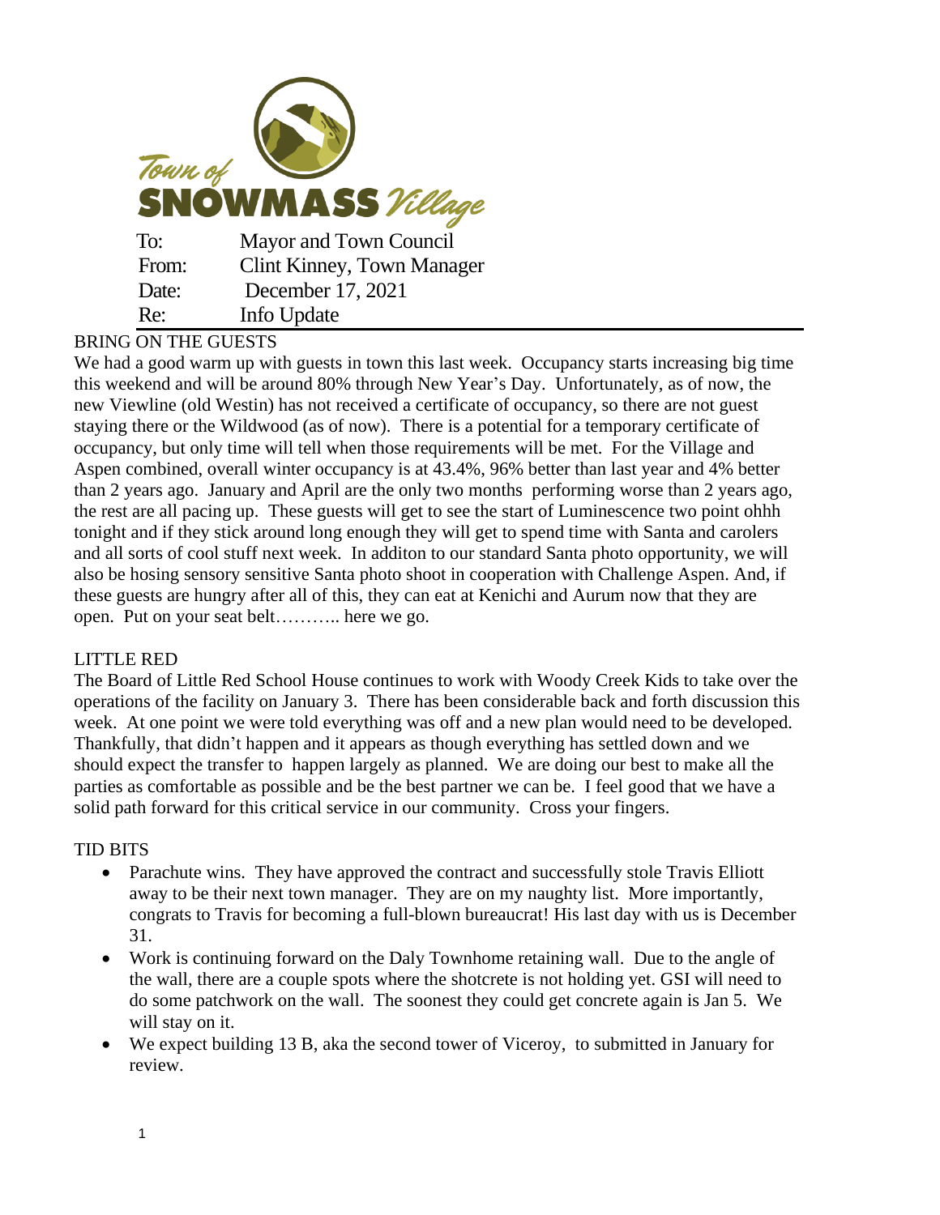Town of SNOWMASS Village

| | |
|---|---|
| To: | Mayor and Town Council |
| From: | Clint Kinney, Town Manager |
| Date: | December 17, 2021 |
| Re: | Info Update |

BRING ON THE GUESTS

We had a good warm up with guests in town this last week. Occupancy starts increasing big time this weekend and will be around 80% through New Year's Day. Unfortunately, as of now, the new Viewline (old Westin) has not received a certificate of occupancy, so there are not guest staying there or the Wildwood (as of now). There is a potential for a temporary certificate of occupancy, but only time will tell when those requirements will be met. For the Village and Aspen combined, overall winter occupancy is at 43.4%, 96% better than last year and 4% better than 2 years ago. January and April are the only two months performing worse than 2 years ago, the rest are all pacing up. These guests will get to see the start of Luminescence two point ohhh tonight and if they stick around long enough they will get to spend time with Santa and carolers and all sorts of cool stuff next week. In additon to our standard Santa photo opportunity, we will also be hosing sensory sensitive Santa photo shoot in cooperation with Challenge Aspen. And, if these guests are hungry after all of this, they can eat at Kenichi and Aurum now that they are open. Put on your seat belt……….. here we go.

LITTLE RED

The Board of Little Red School House continues to work with Woody Creek Kids to take over the operations of the facility on January 3. There has been considerable back and forth discussion this week. At one point we were told everything was off and a new plan would need to be developed. Thankfully, that didn't happen and it appears as though everything has settled down and we should expect the transfer to happen largely as planned. We are doing our best to make all the parties as comfortable as possible and be the best partner we can be. I feel good that we have a solid path forward for this critical service in our community. Cross your fingers.

TID BITS

- Parachute wins. They have approved the contract and successfully stole Travis Elliott away to be their next town manager. They are on my naughty list. More importantly, congrats to Travis for becoming a full-blown bureaucrat! His last day with us is December 31.
- Work is continuing forward on the Daly Townhome retaining wall. Due to the angle of the wall, there are a couple spots where the shotcrete is not holding yet. GSI will need to do some patchwork on the wall. The soonest they could get concrete again is Jan 5. We will stay on it.
- We expect building 13 B, aka the second tower of Viceroy, to submitted in January for review.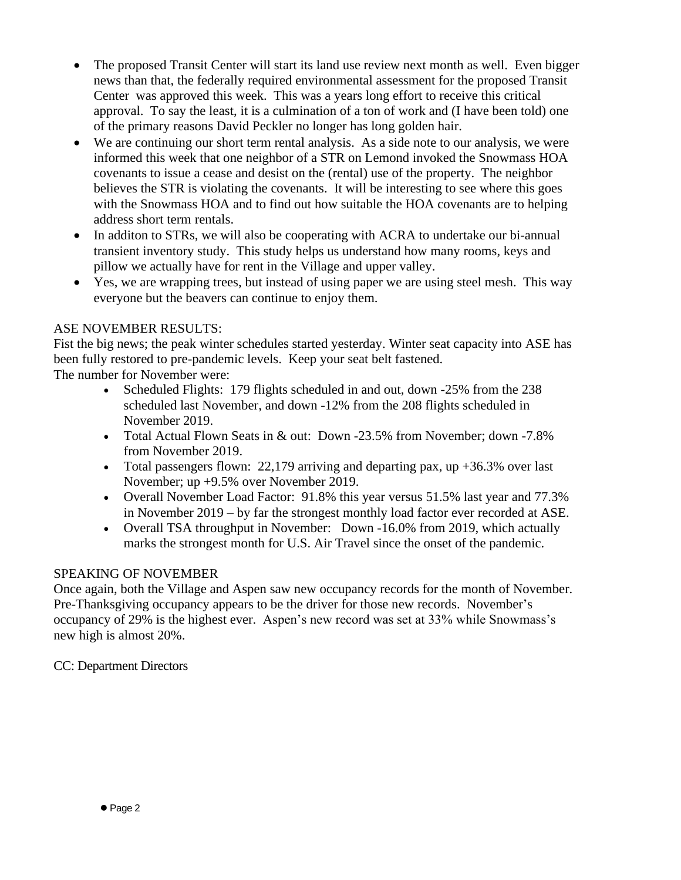- The proposed Transit Center will start its land use review next month as well. Even bigger news than that, the federally required environmental assessment for the proposed Transit Center was approved this week. This was a years long effort to receive this critical approval. To say the least, it is a culmination of a ton of work and (I have been told) one of the primary reasons David Peckler no longer has long golden hair.
- We are continuing our short term rental analysis. As a side note to our analysis, we were informed this week that one neighbor of a STR on Lemond invoked the Snowmass HOA covenants to issue a cease and desist on the (rental) use of the property. The neighbor believes the STR is violating the covenants. It will be interesting to see where this goes with the Snowmass HOA and to find out how suitable the HOA covenants are to helping address short term rentals.
- In additon to STRs, we will also be cooperating with ACRA to undertake our bi-annual transient inventory study. This study helps us understand how many rooms, keys and pillow we actually have for rent in the Village and upper valley.
- Yes, we are wrapping trees, but instead of using paper we are using steel mesh. This way everyone but the beavers can continue to enjoy them.

ASE NOVEMBER RESULTS:

Fist the big news; the peak winter schedules started yesterday. Winter seat capacity into ASE has been fully restored to pre-pandemic levels. Keep your seat belt fastened.

The number for November were:

- Scheduled Flights: 179 flights scheduled in and out, down -25% from the 238 scheduled last November, and down -12% from the 208 flights scheduled in November 2019.
- Total Actual Flown Seats in & out: Down -23.5% from November; down -7.8% from November 2019.
- Total passengers flown: 22,179 arriving and departing pax, up +36.3% over last November; up +9.5% over November 2019.
- Overall November Load Factor: 91.8% this year versus 51.5% last year and 77.3% in November 2019 – by far the strongest monthly load factor ever recorded at ASE.
- Overall TSA throughput in November: Down -16.0% from 2019, which actually marks the strongest month for U.S. Air Travel since the onset of the pandemic.

SPEAKING OF NOVEMBER

Once again, both the Village and Aspen saw new occupancy records for the month of November. Pre-Thanksgiving occupancy appears to be the driver for those new records. November's occupancy of 29% is the highest ever. Aspen's new record was set at 33% while Snowmass's new high is almost 20%.

CC: Department Directors